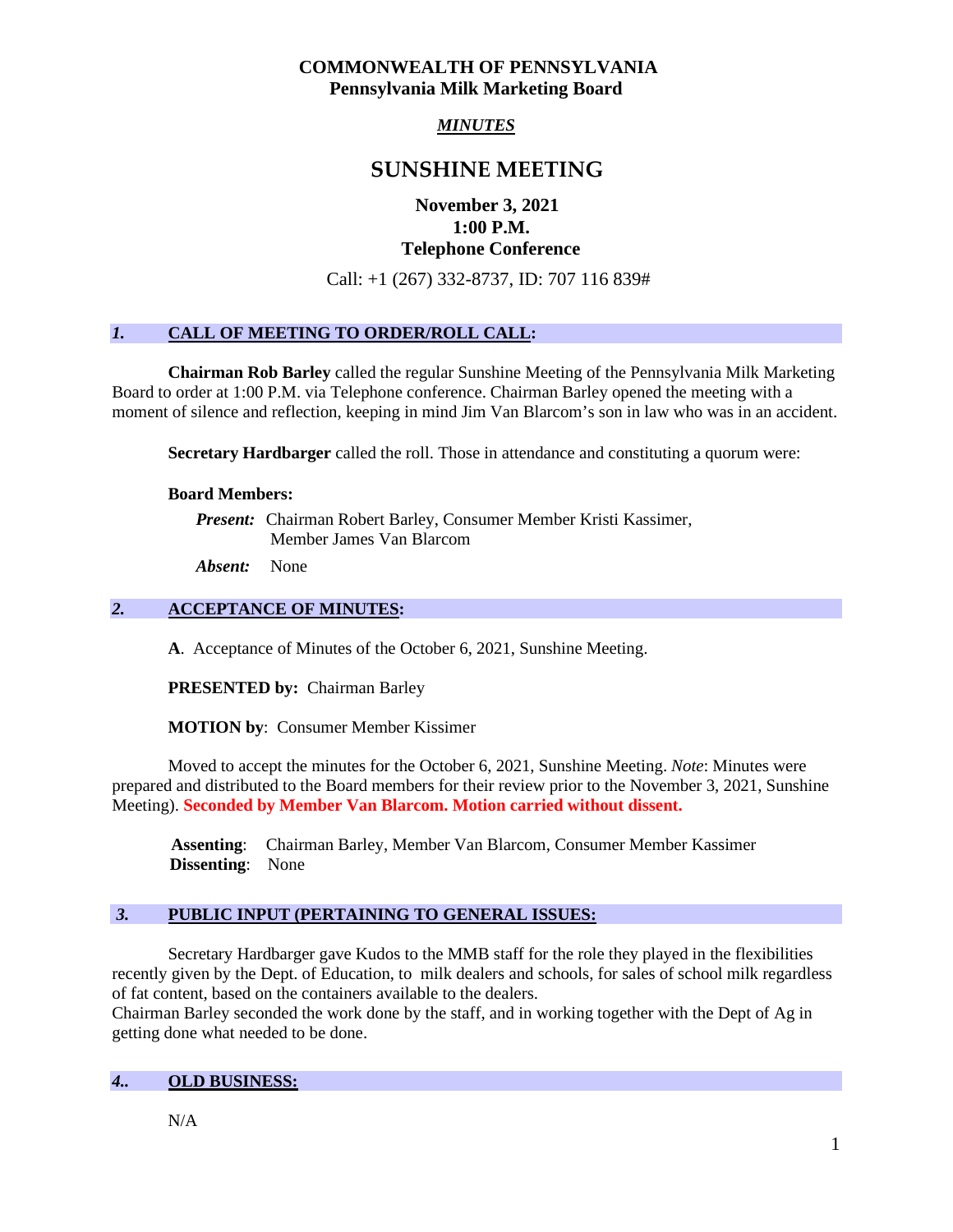# COMMONWEALTH OF PENNSYLVANIA
## Pennsylvania Milk Marketing Board

***MINUTES***

# SUNSHINE MEETING

**November 3, 2021**
**1:00 P.M.**
**Telephone Conference**

Call: +1 (267) 332-8737, ID: 707 116 839#

## *1.* CALL OF MEETING TO ORDER/ROLL CALL:

**Chairman Rob Barley** called the regular Sunshine Meeting of the Pennsylvania Milk Marketing Board to order at 1:00 P.M. via Telephone conference. Chairman Barley opened the meeting with a moment of silence and reflection, keeping in mind Jim Van Blarcom's son in law who was in an accident.

**Secretary Hardbarger** called the roll. Those in attendance and constituting a quorum were:

**Board Members:**

***Present:*** Chairman Robert Barley, Consumer Member Kristi Kassimer, Member James Van Blarcom

***Absent:*** None

## *2.* ACCEPTANCE OF MINUTES:

**A**. Acceptance of Minutes of the October 6, 2021, Sunshine Meeting.

**PRESENTED by:** Chairman Barley

**MOTION by**: Consumer Member Kissimer

Moved to accept the minutes for the October 6, 2021, Sunshine Meeting. *Note*: Minutes were prepared and distributed to the Board members for their review prior to the November 3, 2021, Sunshine Meeting). **Seconded by Member Van Blarcom. Motion carried without dissent.**

**Assenting**: Chairman Barley, Member Van Blarcom, Consumer Member Kassimer
**Dissenting**: None

## *3.* PUBLIC INPUT (PERTAINING TO GENERAL ISSUES:

Secretary Hardbarger gave Kudos to the MMB staff for the role they played in the flexibilities recently given by the Dept. of Education, to milk dealers and schools, for sales of school milk regardless of fat content, based on the containers available to the dealers.
Chairman Barley seconded the work done by the staff, and in working together with the Dept of Ag in getting done what needed to be done.

## *4..* OLD BUSINESS:

N/A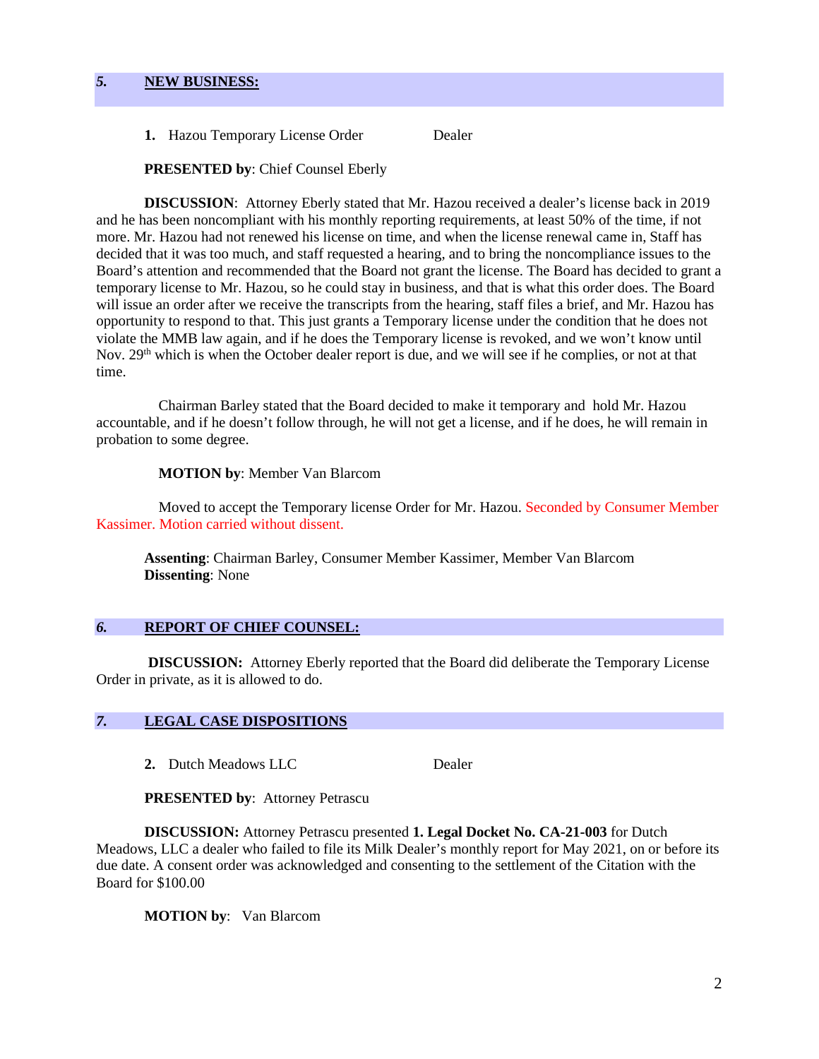## *5.* **NEW BUSINESS:**

**1.** Hazou Temporary License Order Dealer

**PRESENTED by**: Chief Counsel Eberly

**DISCUSSION**: Attorney Eberly stated that Mr. Hazou received a dealer's license back in 2019 and he has been noncompliant with his monthly reporting requirements, at least 50% of the time, if not more. Mr. Hazou had not renewed his license on time, and when the license renewal came in, Staff has decided that it was too much, and staff requested a hearing, and to bring the noncompliance issues to the Board's attention and recommended that the Board not grant the license. The Board has decided to grant a temporary license to Mr. Hazou, so he could stay in business, and that is what this order does. The Board will issue an order after we receive the transcripts from the hearing, staff files a brief, and Mr. Hazou has opportunity to respond to that. This just grants a Temporary license under the condition that he does not violate the MMB law again, and if he does the Temporary license is revoked, and we won't know until Nov. 29th which is when the October dealer report is due, and we will see if he complies, or not at that time.

Chairman Barley stated that the Board decided to make it temporary and hold Mr. Hazou accountable, and if he doesn't follow through, he will not get a license, and if he does, he will remain in probation to some degree.

**MOTION by**: Member Van Blarcom

Moved to accept the Temporary license Order for Mr. Hazou. Seconded by Consumer Member Kassimer. Motion carried without dissent.

**Assenting**: Chairman Barley, Consumer Member Kassimer, Member Van Blarcom
**Dissenting**: None

## *6.* **REPORT OF CHIEF COUNSEL:**

**DISCUSSION:** Attorney Eberly reported that the Board did deliberate the Temporary License Order in private, as it is allowed to do.

## *7.* **LEGAL CASE DISPOSITIONS**

**2.** Dutch Meadows LLC Dealer

**PRESENTED by**: Attorney Petrascu

**DISCUSSION:** Attorney Petrascu presented **1. Legal Docket No. CA-21-003** for Dutch Meadows, LLC a dealer who failed to file its Milk Dealer's monthly report for May 2021, on or before its due date. A consent order was acknowledged and consenting to the settlement of the Citation with the Board for $100.00

**MOTION by**: Van Blarcom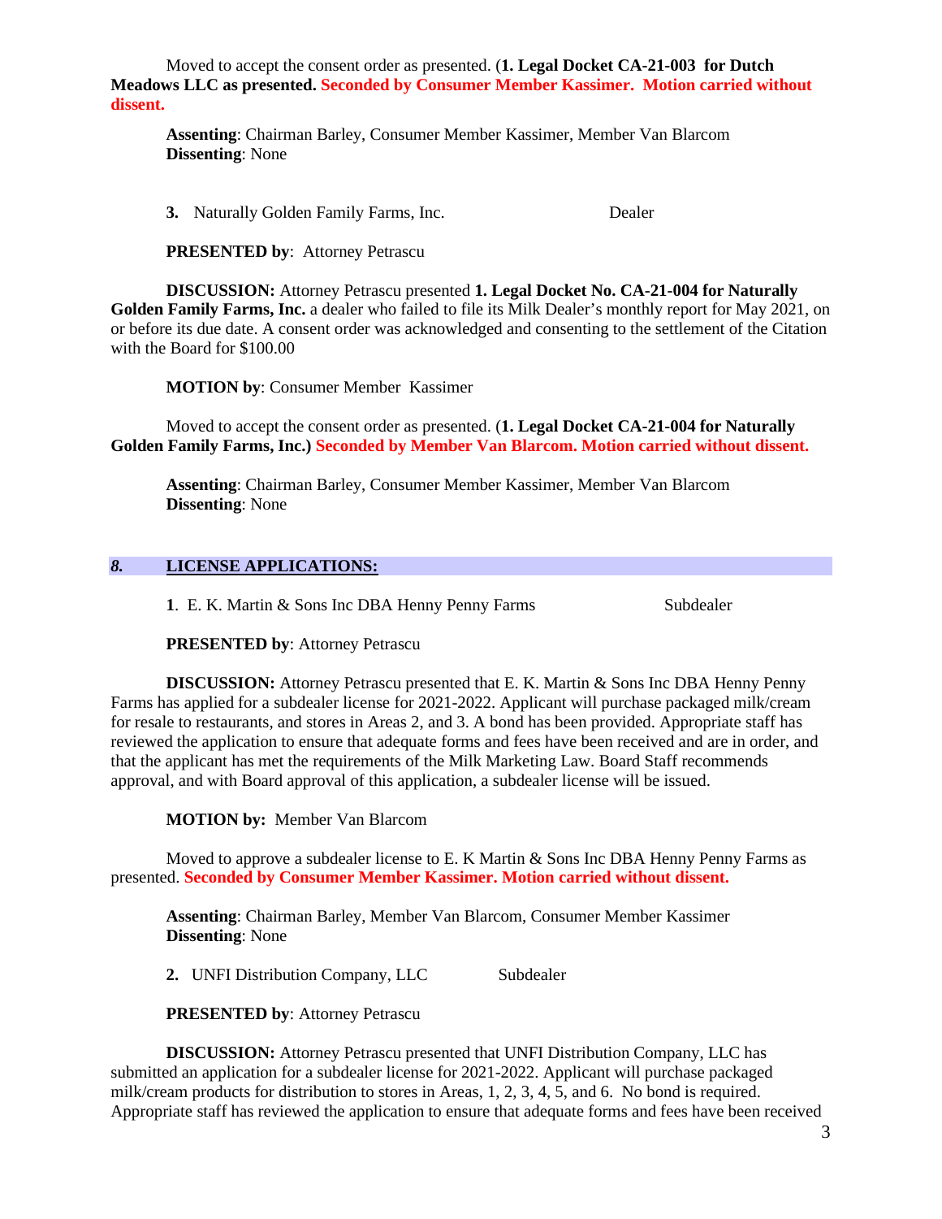Moved to accept the consent order as presented. (**1. Legal Docket CA-21-003 for Dutch Meadows LLC as presented. Seconded by Consumer Member Kassimer. Motion carried without dissent.**

**Assenting**: Chairman Barley, Consumer Member Kassimer, Member Van Blarcom
**Dissenting**: None

**3.** Naturally Golden Family Farms, Inc. Dealer

**PRESENTED by**: Attorney Petrascu

**DISCUSSION:** Attorney Petrascu presented **1. Legal Docket No. CA-21-004 for Naturally Golden Family Farms, Inc.** a dealer who failed to file its Milk Dealer's monthly report for May 2021, on or before its due date. A consent order was acknowledged and consenting to the settlement of the Citation with the Board for $100.00

**MOTION by**: Consumer Member Kassimer

Moved to accept the consent order as presented. (**1. Legal Docket CA-21-004 for Naturally Golden Family Farms, Inc.) Seconded by Member Van Blarcom. Motion carried without dissent.**

**Assenting**: Chairman Barley, Consumer Member Kassimer, Member Van Blarcom
**Dissenting**: None

## *8.* LICENSE APPLICATIONS:

**1**. E. K. Martin & Sons Inc DBA Henny Penny Farms Subdealer

**PRESENTED by**: Attorney Petrascu

**DISCUSSION:** Attorney Petrascu presented that E. K. Martin & Sons Inc DBA Henny Penny Farms has applied for a subdealer license for 2021-2022. Applicant will purchase packaged milk/cream for resale to restaurants, and stores in Areas 2, and 3. A bond has been provided. Appropriate staff has reviewed the application to ensure that adequate forms and fees have been received and are in order, and that the applicant has met the requirements of the Milk Marketing Law. Board Staff recommends approval, and with Board approval of this application, a subdealer license will be issued.

**MOTION by:** Member Van Blarcom

Moved to approve a subdealer license to E. K Martin & Sons Inc DBA Henny Penny Farms as presented. **Seconded by Consumer Member Kassimer. Motion carried without dissent.**

**Assenting**: Chairman Barley, Member Van Blarcom, Consumer Member Kassimer
**Dissenting**: None

**2.** UNFI Distribution Company, LLC Subdealer

**PRESENTED by**: Attorney Petrascu

**DISCUSSION:** Attorney Petrascu presented that UNFI Distribution Company, LLC has submitted an application for a subdealer license for 2021-2022. Applicant will purchase packaged milk/cream products for distribution to stores in Areas, 1, 2, 3, 4, 5, and 6. No bond is required. Appropriate staff has reviewed the application to ensure that adequate forms and fees have been received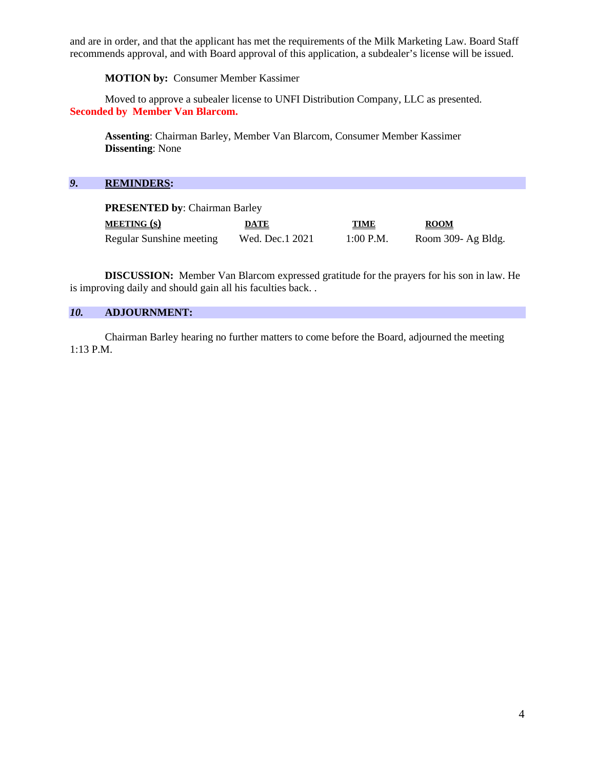and are in order, and that the applicant has met the requirements of the Milk Marketing Law. Board Staff recommends approval, and with Board approval of this application, a subdealer's license will be issued.

**MOTION by:** Consumer Member Kassimer

Moved to approve a subealer license to UNFI Distribution Company, LLC as presented. **Seconded by Member Van Blarcom.**

**Assenting**: Chairman Barley, Member Van Blarcom, Consumer Member Kassimer
**Dissenting**: None

## *9.* REMINDERS:

**PRESENTED by**: Chairman Barley

| MEETING (s) | DATE | TIME | ROOM |
|---|---|---|---|
| Regular Sunshine meeting | Wed. Dec.1 2021 | 1:00 P.M. | Room 309- Ag Bldg. |

**DISCUSSION:** Member Van Blarcom expressed gratitude for the prayers for his son in law. He is improving daily and should gain all his faculties back. .

## *10.* ADJOURNMENT:

Chairman Barley hearing no further matters to come before the Board, adjourned the meeting 1:13 P.M.